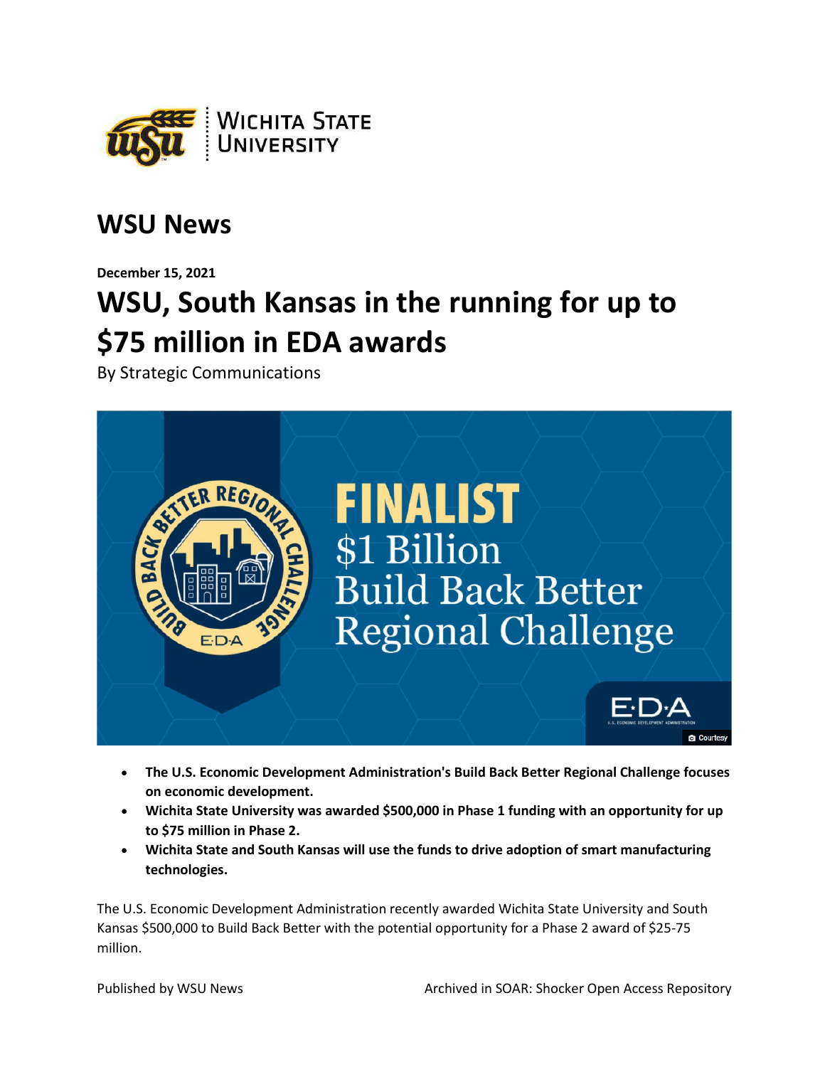## WSU News

**December 15, 2021**

# WSU, South Kansas in the running for up to $75 million in EDA awards

By Strategic Communications

- **The U.S. Economic Development Administration's Build Back Better Regional Challenge focuses on economic development.**
- **Wichita State University was awarded $500,000 in Phase 1 funding with an opportunity for up to $75 million in Phase 2.**
- **Wichita State and South Kansas will use the funds to drive adoption of smart manufacturing technologies.**

The U.S. Economic Development Administration recently awarded Wichita State University and South Kansas $500,000 to Build Back Better with the potential opportunity for a Phase 2 award of $25-75 million.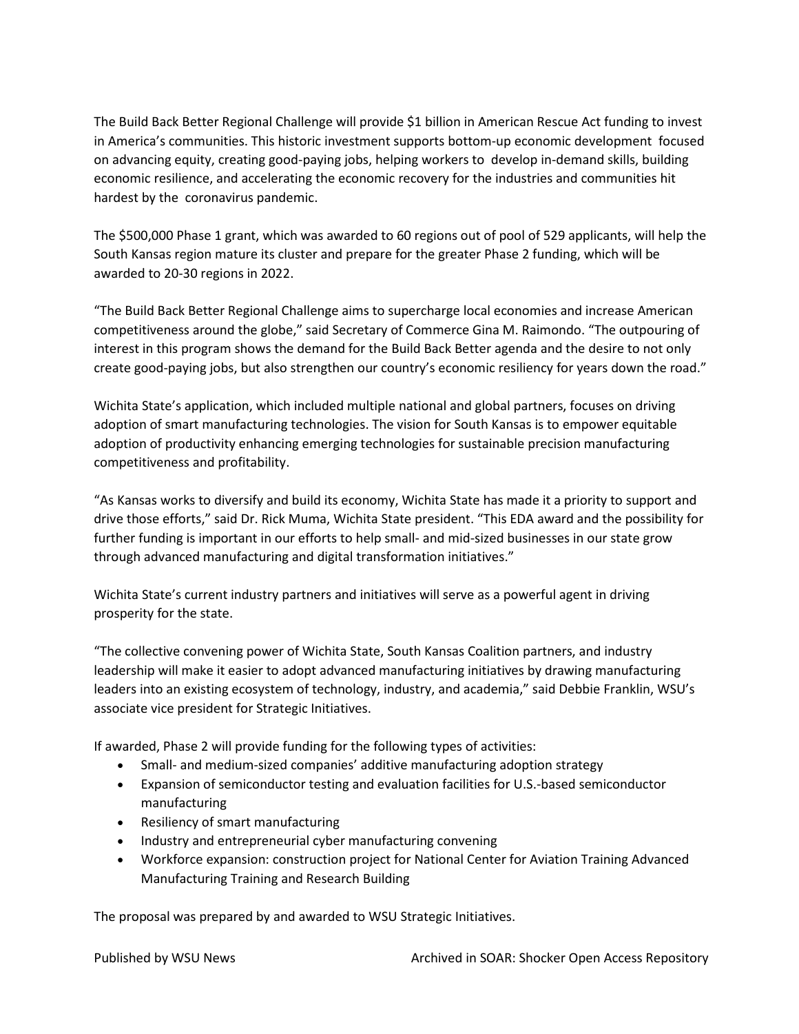The Build Back Better Regional Challenge will provide $1 billion in American Rescue Act funding to invest in America's communities. This historic investment supports bottom-up economic development focused on advancing equity, creating good-paying jobs, helping workers to develop in-demand skills, building economic resilience, and accelerating the economic recovery for the industries and communities hit hardest by the coronavirus pandemic.

The $500,000 Phase 1 grant, which was awarded to 60 regions out of pool of 529 applicants, will help the South Kansas region mature its cluster and prepare for the greater Phase 2 funding, which will be awarded to 20-30 regions in 2022.

"The Build Back Better Regional Challenge aims to supercharge local economies and increase American competitiveness around the globe," said Secretary of Commerce Gina M. Raimondo. "The outpouring of interest in this program shows the demand for the Build Back Better agenda and the desire to not only create good-paying jobs, but also strengthen our country's economic resiliency for years down the road."

Wichita State's application, which included multiple national and global partners, focuses on driving adoption of smart manufacturing technologies. The vision for South Kansas is to empower equitable adoption of productivity enhancing emerging technologies for sustainable precision manufacturing competitiveness and profitability.

"As Kansas works to diversify and build its economy, Wichita State has made it a priority to support and drive those efforts," said Dr. Rick Muma, Wichita State president. "This EDA award and the possibility for further funding is important in our efforts to help small- and mid-sized businesses in our state grow through advanced manufacturing and digital transformation initiatives."

Wichita State's current industry partners and initiatives will serve as a powerful agent in driving prosperity for the state.

"The collective convening power of Wichita State, South Kansas Coalition partners, and industry leadership will make it easier to adopt advanced manufacturing initiatives by drawing manufacturing leaders into an existing ecosystem of technology, industry, and academia," said Debbie Franklin, WSU's associate vice president for Strategic Initiatives.

If awarded, Phase 2 will provide funding for the following types of activities:

- Small- and medium-sized companies' additive manufacturing adoption strategy
- Expansion of semiconductor testing and evaluation facilities for U.S.-based semiconductor manufacturing
- Resiliency of smart manufacturing
- Industry and entrepreneurial cyber manufacturing convening
- Workforce expansion: construction project for National Center for Aviation Training Advanced Manufacturing Training and Research Building

The proposal was prepared by and awarded to WSU Strategic Initiatives.

Published by WSU News Archived in SOAR: Shocker Open Access Repository